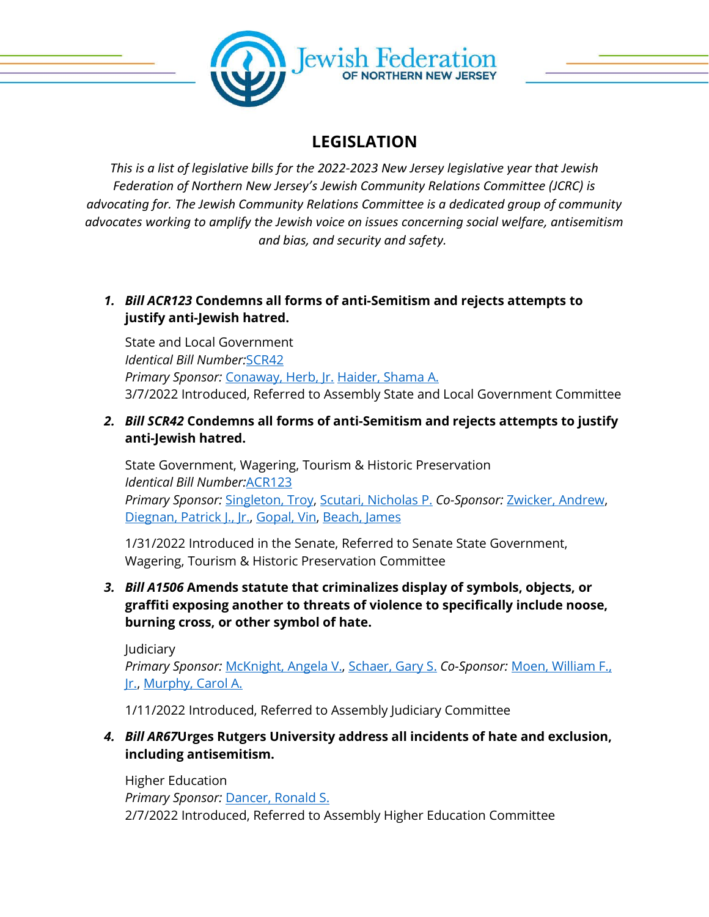Jewish Federation
OF NORTHERN NEW JERSEY

# LEGISLATION

*This is a list of legislative bills for the 2022-2023 New Jersey legislative year that Jewish Federation of Northern New Jersey's Jewish Community Relations Committee (JCRC) is advocating for. The Jewish Community Relations Committee is a dedicated group of community advocates working to amplify the Jewish voice on issues concerning social welfare, antisemitism and bias, and security and safety.*

1. ***Bill ACR123* Condemns all forms of anti-Semitism and rejects attempts to justify anti-Jewish hatred.**

   State and Local Government
   *Identical Bill Number:*SCR42
   *Primary Sponsor:* Conaway, Herb, Jr. Haider, Shama A.
   3/7/2022 Introduced, Referred to Assembly State and Local Government Committee

2. ***Bill SCR42* Condemns all forms of anti-Semitism and rejects attempts to justify anti-Jewish hatred.**

   State Government, Wagering, Tourism & Historic Preservation
   *Identical Bill Number:*ACR123
   *Primary Sponsor:* Singleton, Troy, Scutari, Nicholas P. *Co-Sponsor:* Zwicker, Andrew, Diegnan, Patrick J., Jr., Gopal, Vin, Beach, James

   1/31/2022 Introduced in the Senate, Referred to Senate State Government, Wagering, Tourism & Historic Preservation Committee

3. ***Bill A1506* Amends statute that criminalizes display of symbols, objects, or graffiti exposing another to threats of violence to specifically include noose, burning cross, or other symbol of hate.**

   Judiciary
   *Primary Sponsor:* McKnight, Angela V., Schaer, Gary S. *Co-Sponsor:* Moen, William F., Jr., Murphy, Carol A.

   1/11/2022 Introduced, Referred to Assembly Judiciary Committee

4. ***Bill AR67*Urges Rutgers University address all incidents of hate and exclusion, including antisemitism.**

   Higher Education
   *Primary Sponsor:* Dancer, Ronald S.
   2/7/2022 Introduced, Referred to Assembly Higher Education Committee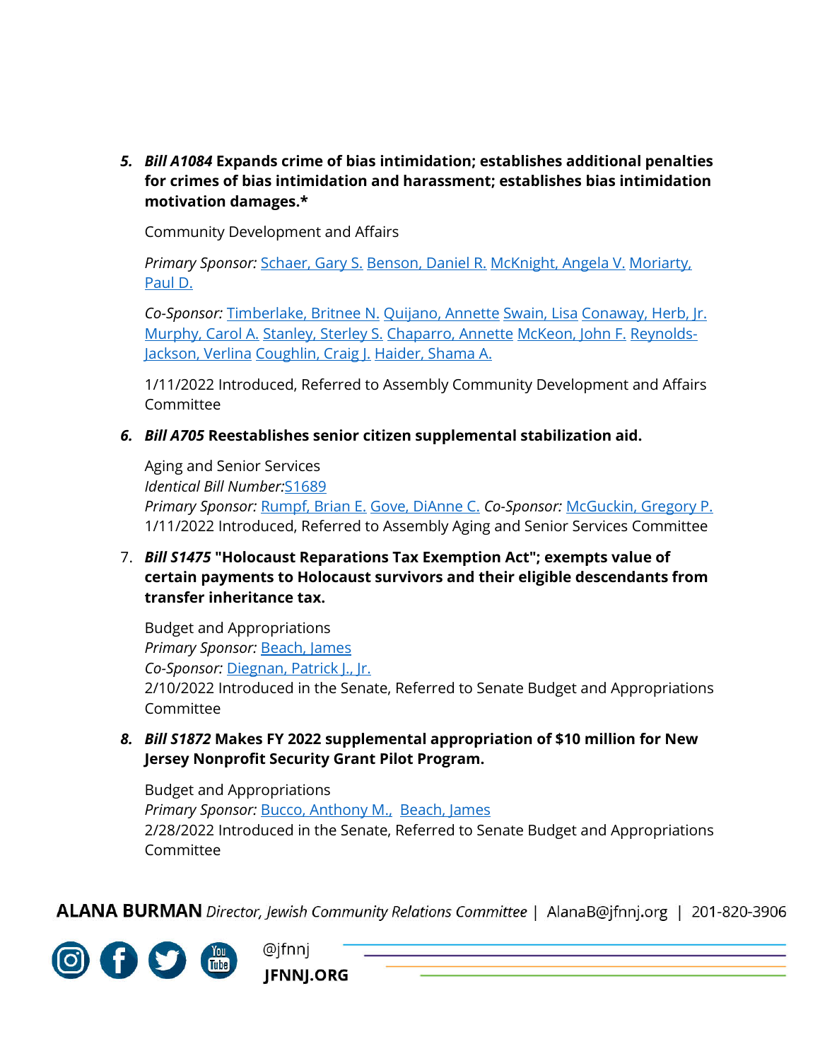5. ***Bill A1084*** **Expands crime of bias intimidation; establishes additional penalties for crimes of bias intimidation and harassment; establishes bias intimidation motivation damages.***

   Community Development and Affairs

   *Primary Sponsor:* Schaer, Gary S. Benson, Daniel R. McKnight, Angela V. Moriarty, Paul D.

   *Co-Sponsor:* Timberlake, Britnee N. Quijano, Annette Swain, Lisa Conaway, Herb, Jr. Murphy, Carol A. Stanley, Sterley S. Chaparro, Annette McKeon, John F. Reynolds-Jackson, Verlina Coughlin, Craig J. Haider, Shama A.

   1/11/2022 Introduced, Referred to Assembly Community Development and Affairs Committee

6. ***Bill A705*** **Reestablishes senior citizen supplemental stabilization aid.**

   Aging and Senior Services
   *Identical Bill Number:*S1689
   *Primary Sponsor:* Rumpf, Brian E. Gove, DiAnne C. *Co-Sponsor:* McGuckin, Gregory P.
   1/11/2022 Introduced, Referred to Assembly Aging and Senior Services Committee

7. ***Bill S1475*** **"Holocaust Reparations Tax Exemption Act"; exempts value of certain payments to Holocaust survivors and their eligible descendants from transfer inheritance tax.**

   Budget and Appropriations
   *Primary Sponsor:* Beach, James
   *Co-Sponsor:* Diegnan, Patrick J., Jr.
   2/10/2022 Introduced in the Senate, Referred to Senate Budget and Appropriations Committee

8. ***Bill S1872*** **Makes FY 2022 supplemental appropriation of $10 million for New Jersey Nonprofit Security Grant Pilot Program.**

   Budget and Appropriations
   *Primary Sponsor:* Bucco, Anthony M., Beach, James
   2/28/2022 Introduced in the Senate, Referred to Senate Budget and Appropriations Committee

**ALANA BURMAN** *Director, Jewish Community Relations Committee* | AlanaB@jfnnj.org | 201-820-3906

@jfnnj
**JFNNJ.ORG**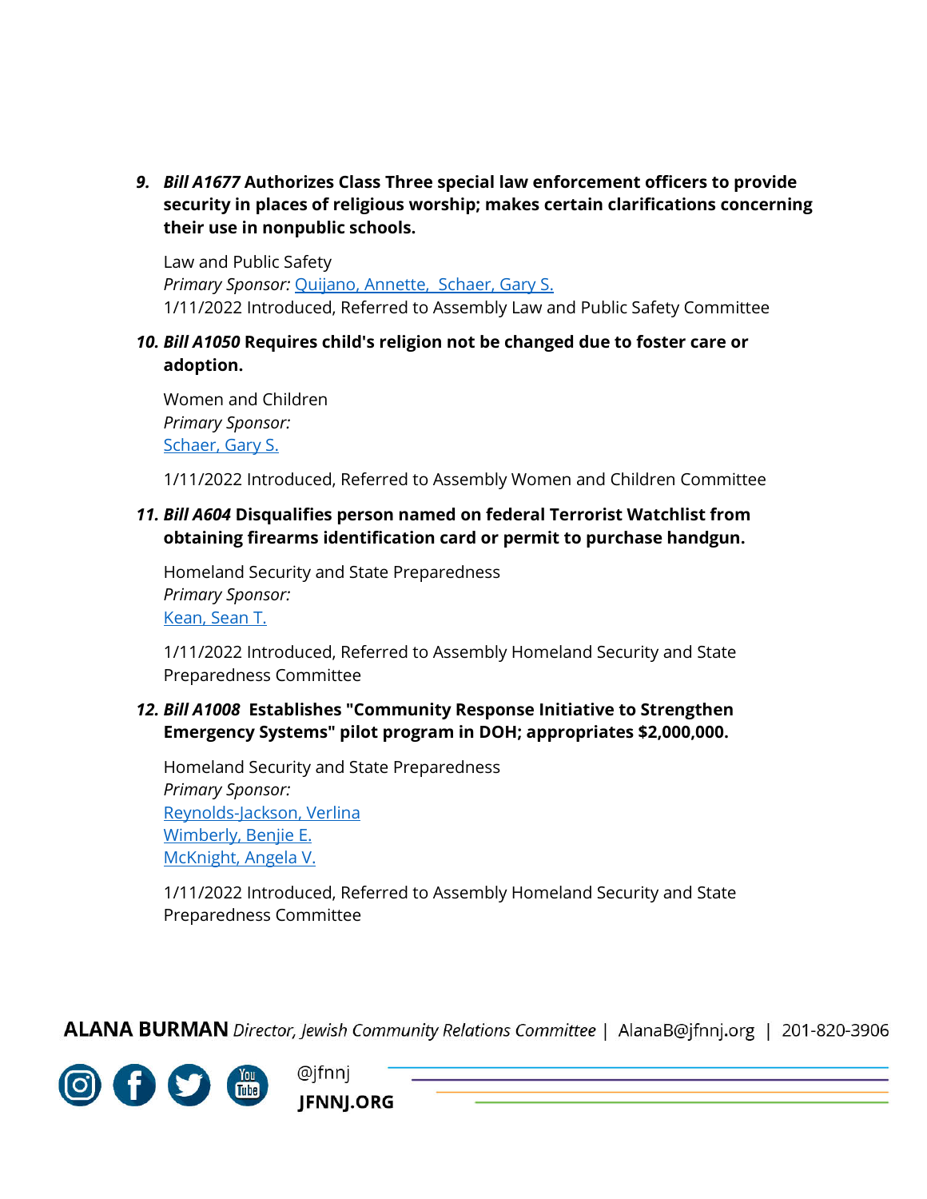9. ***Bill A1677*** **Authorizes Class Three special law enforcement officers to provide security in places of religious worship; makes certain clarifications concerning their use in nonpublic schools.**

   Law and Public Safety
   *Primary Sponsor:* Quijano, Annette, Schaer, Gary S.
   1/11/2022 Introduced, Referred to Assembly Law and Public Safety Committee

10. ***Bill A1050*** **Requires child's religion not be changed due to foster care or adoption.**

    Women and Children
    *Primary Sponsor:*
    Schaer, Gary S.

    1/11/2022 Introduced, Referred to Assembly Women and Children Committee

11. ***Bill A604*** **Disqualifies person named on federal Terrorist Watchlist from obtaining firearms identification card or permit to purchase handgun.**

    Homeland Security and State Preparedness
    *Primary Sponsor:*
    Kean, Sean T.

    1/11/2022 Introduced, Referred to Assembly Homeland Security and State Preparedness Committee

12. ***Bill A1008*** **Establishes "Community Response Initiative to Strengthen Emergency Systems" pilot program in DOH; appropriates $2,000,000.**

    Homeland Security and State Preparedness
    *Primary Sponsor:*
    Reynolds-Jackson, Verlina
    Wimberly, Benjie E.
    McKnight, Angela V.

    1/11/2022 Introduced, Referred to Assembly Homeland Security and State Preparedness Committee

**ALANA BURMAN** *Director, Jewish Community Relations Committee* | AlanaB@jfnnj.org | 201-820-3906

@jfnnj

**JFNNJ.ORG**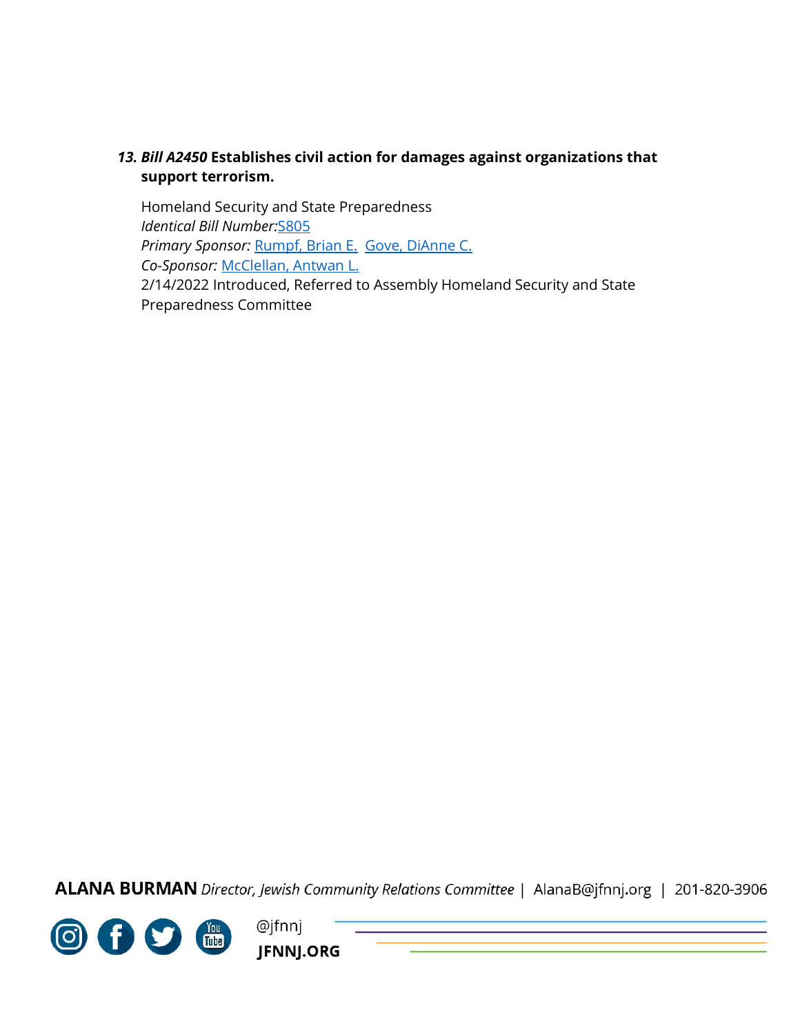13. ***Bill A2450*** **Establishes civil action for damages against organizations that support terrorism.**

Homeland Security and State Preparedness
*Identical Bill Number:*S805
*Primary Sponsor:* Rumpf, Brian E. Gove, DiAnne C.
*Co-Sponsor:* McClellan, Antwan L.
2/14/2022 Introduced, Referred to Assembly Homeland Security and State Preparedness Committee

**ALANA BURMAN** *Director, Jewish Community Relations Committee* | AlanaB@jfnnj.org | 201-820-3906

@jfnnj
**JFNNJ.ORG**